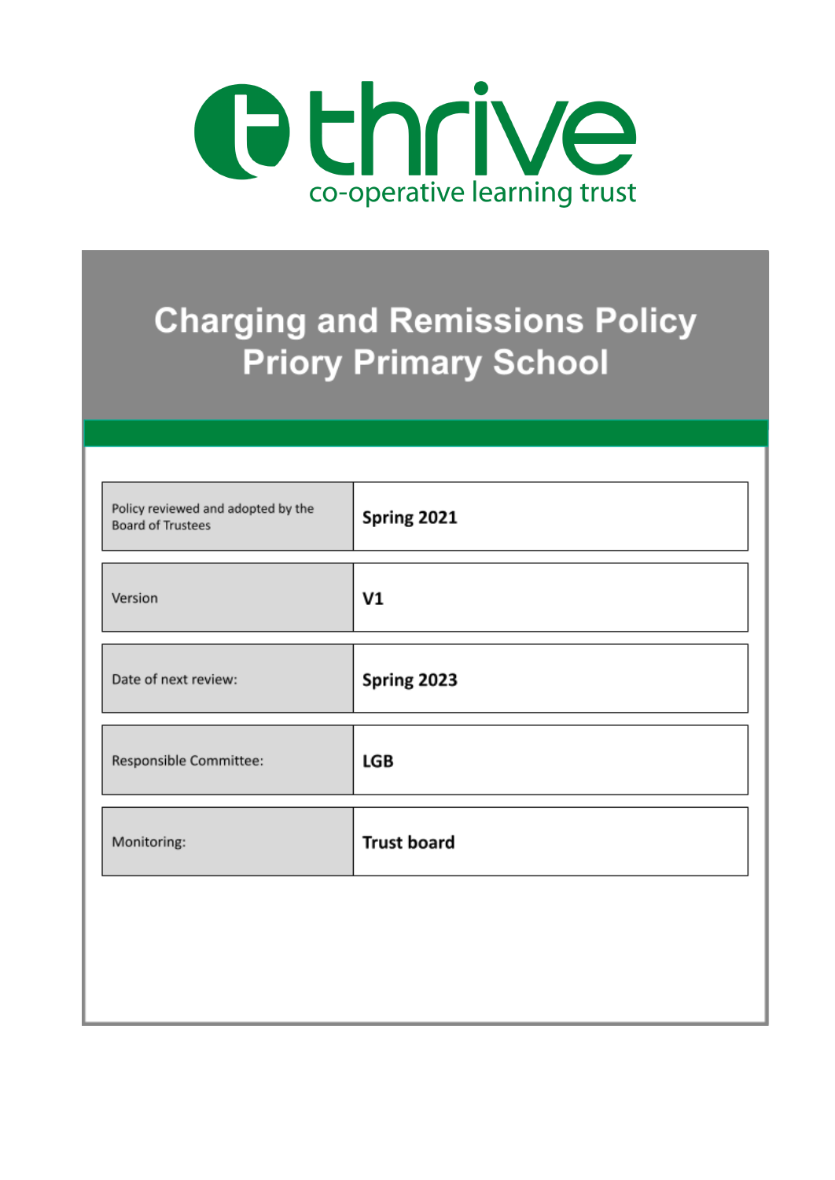thrive

co-operative learning trust

# Charging and Remissions Policy
# Priory Primary School

| | |
|---|---|
| Policy reviewed and adopted by the Board of Trustees | **Spring 2021** |
| Version | **V1** |
| Date of next review: | **Spring 2023** |
| Responsible Committee: | **LGB** |
| Monitoring: | **Trust board** |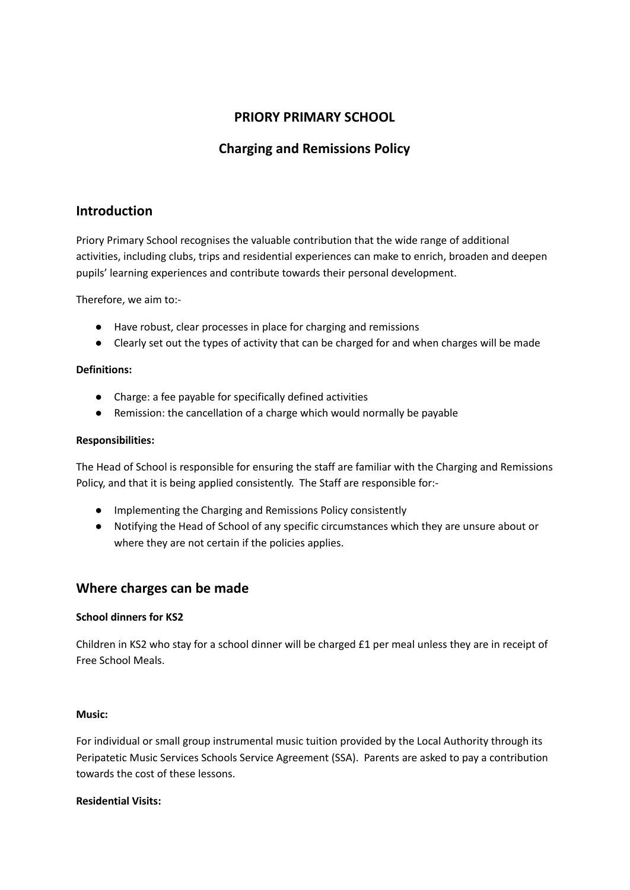# PRIORY PRIMARY SCHOOL

## Charging and Remissions Policy

## Introduction

Priory Primary School recognises the valuable contribution that the wide range of additional activities, including clubs, trips and residential experiences can make to enrich, broaden and deepen pupils' learning experiences and contribute towards their personal development.

Therefore, we aim to:-

- Have robust, clear processes in place for charging and remissions
- Clearly set out the types of activity that can be charged for and when charges will be made

**Definitions:**

- Charge: a fee payable for specifically defined activities
- Remission: the cancellation of a charge which would normally be payable

**Responsibilities:**

The Head of School is responsible for ensuring the staff are familiar with the Charging and Remissions Policy, and that it is being applied consistently. The Staff are responsible for:-

- Implementing the Charging and Remissions Policy consistently
- Notifying the Head of School of any specific circumstances which they are unsure about or where they are not certain if the policies applies.

## Where charges can be made

**School dinners for KS2**

Children in KS2 who stay for a school dinner will be charged £1 per meal unless they are in receipt of Free School Meals.

**Music:**

For individual or small group instrumental music tuition provided by the Local Authority through its Peripatetic Music Services Schools Service Agreement (SSA). Parents are asked to pay a contribution towards the cost of these lessons.

**Residential Visits:**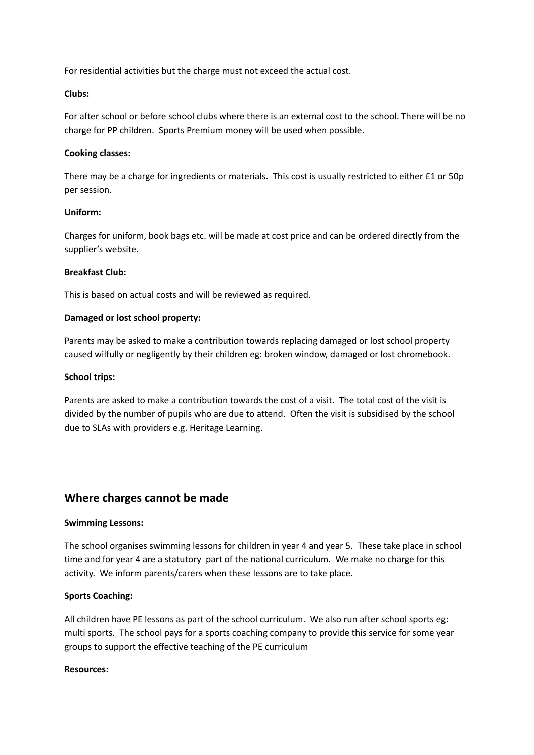For residential activities but the charge must not exceed the actual cost.

**Clubs:**

For after school or before school clubs where there is an external cost to the school. There will be no charge for PP children. Sports Premium money will be used when possible.

**Cooking classes:**

There may be a charge for ingredients or materials. This cost is usually restricted to either £1 or 50p per session.

**Uniform:**

Charges for uniform, book bags etc. will be made at cost price and can be ordered directly from the supplier's website.

**Breakfast Club:**

This is based on actual costs and will be reviewed as required.

**Damaged or lost school property:**

Parents may be asked to make a contribution towards replacing damaged or lost school property caused wilfully or negligently by their children eg: broken window, damaged or lost chromebook.

**School trips:**

Parents are asked to make a contribution towards the cost of a visit. The total cost of the visit is divided by the number of pupils who are due to attend. Often the visit is subsidised by the school due to SLAs with providers e.g. Heritage Learning.

## Where charges cannot be made

**Swimming Lessons:**

The school organises swimming lessons for children in year 4 and year 5. These take place in school time and for year 4 are a statutory part of the national curriculum. We make no charge for this activity. We inform parents/carers when these lessons are to take place.

**Sports Coaching:**

All children have PE lessons as part of the school curriculum. We also run after school sports eg: multi sports. The school pays for a sports coaching company to provide this service for some year groups to support the effective teaching of the PE curriculum

**Resources:**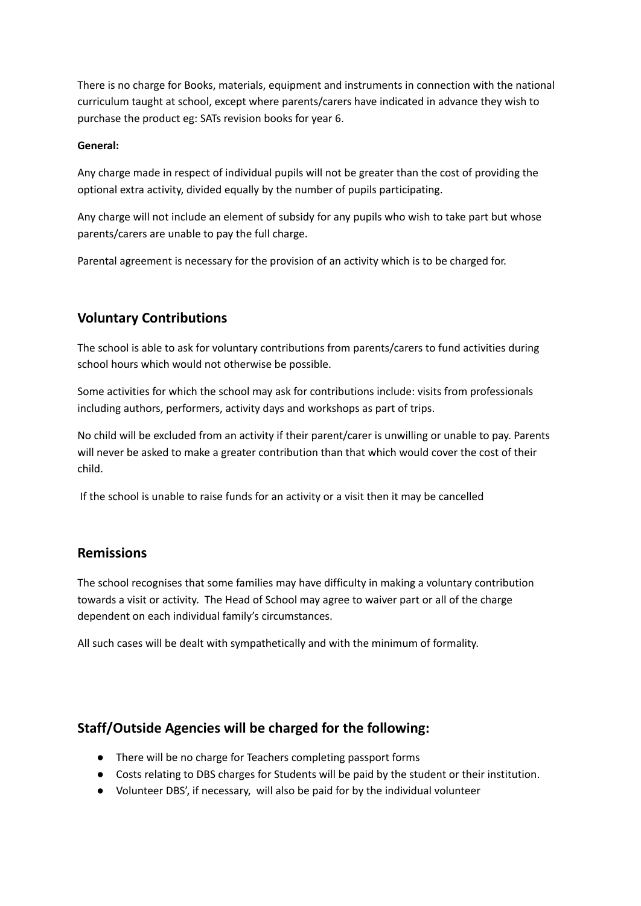There is no charge for Books, materials, equipment and instruments in connection with the national curriculum taught at school, except where parents/carers have indicated in advance they wish to purchase the product eg: SATs revision books for year 6.

**General:**

Any charge made in respect of individual pupils will not be greater than the cost of providing the optional extra activity, divided equally by the number of pupils participating.

Any charge will not include an element of subsidy for any pupils who wish to take part but whose parents/carers are unable to pay the full charge.

Parental agreement is necessary for the provision of an activity which is to be charged for.

## Voluntary Contributions

The school is able to ask for voluntary contributions from parents/carers to fund activities during school hours which would not otherwise be possible.

Some activities for which the school may ask for contributions include: visits from professionals including authors, performers, activity days and workshops as part of trips.

No child will be excluded from an activity if their parent/carer is unwilling or unable to pay. Parents will never be asked to make a greater contribution than that which would cover the cost of their child.

If the school is unable to raise funds for an activity or a visit then it may be cancelled

## Remissions

The school recognises that some families may have difficulty in making a voluntary contribution towards a visit or activity. The Head of School may agree to waiver part or all of the charge dependent on each individual family's circumstances.

All such cases will be dealt with sympathetically and with the minimum of formality.

## Staff/Outside Agencies will be charged for the following:

- There will be no charge for Teachers completing passport forms
- Costs relating to DBS charges for Students will be paid by the student or their institution.
- Volunteer DBS', if necessary, will also be paid for by the individual volunteer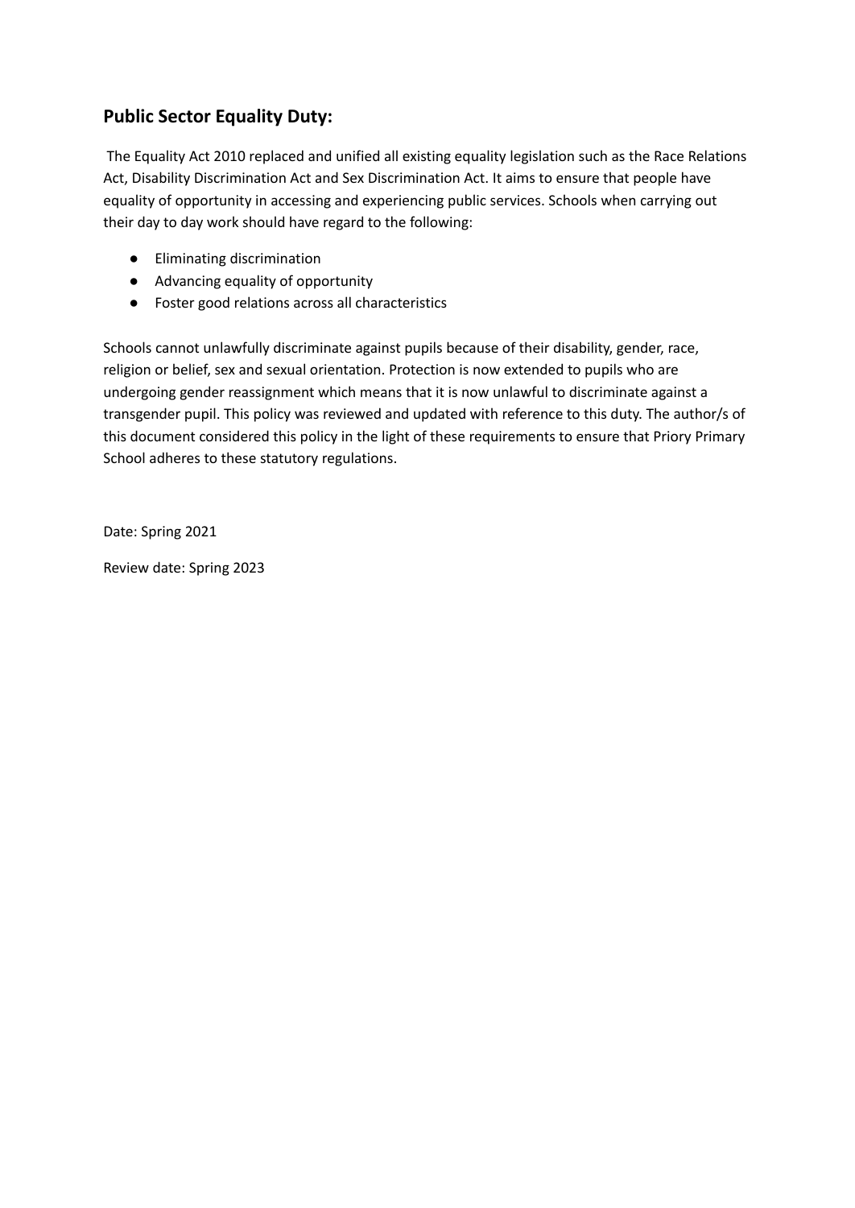## Public Sector Equality Duty:

The Equality Act 2010 replaced and unified all existing equality legislation such as the Race Relations Act, Disability Discrimination Act and Sex Discrimination Act. It aims to ensure that people have equality of opportunity in accessing and experiencing public services. Schools when carrying out their day to day work should have regard to the following:

- Eliminating discrimination
- Advancing equality of opportunity
- Foster good relations across all characteristics

Schools cannot unlawfully discriminate against pupils because of their disability, gender, race, religion or belief, sex and sexual orientation. Protection is now extended to pupils who are undergoing gender reassignment which means that it is now unlawful to discriminate against a transgender pupil. This policy was reviewed and updated with reference to this duty. The author/s of this document considered this policy in the light of these requirements to ensure that Priory Primary School adheres to these statutory regulations.

Date: Spring 2021

Review date: Spring 2023